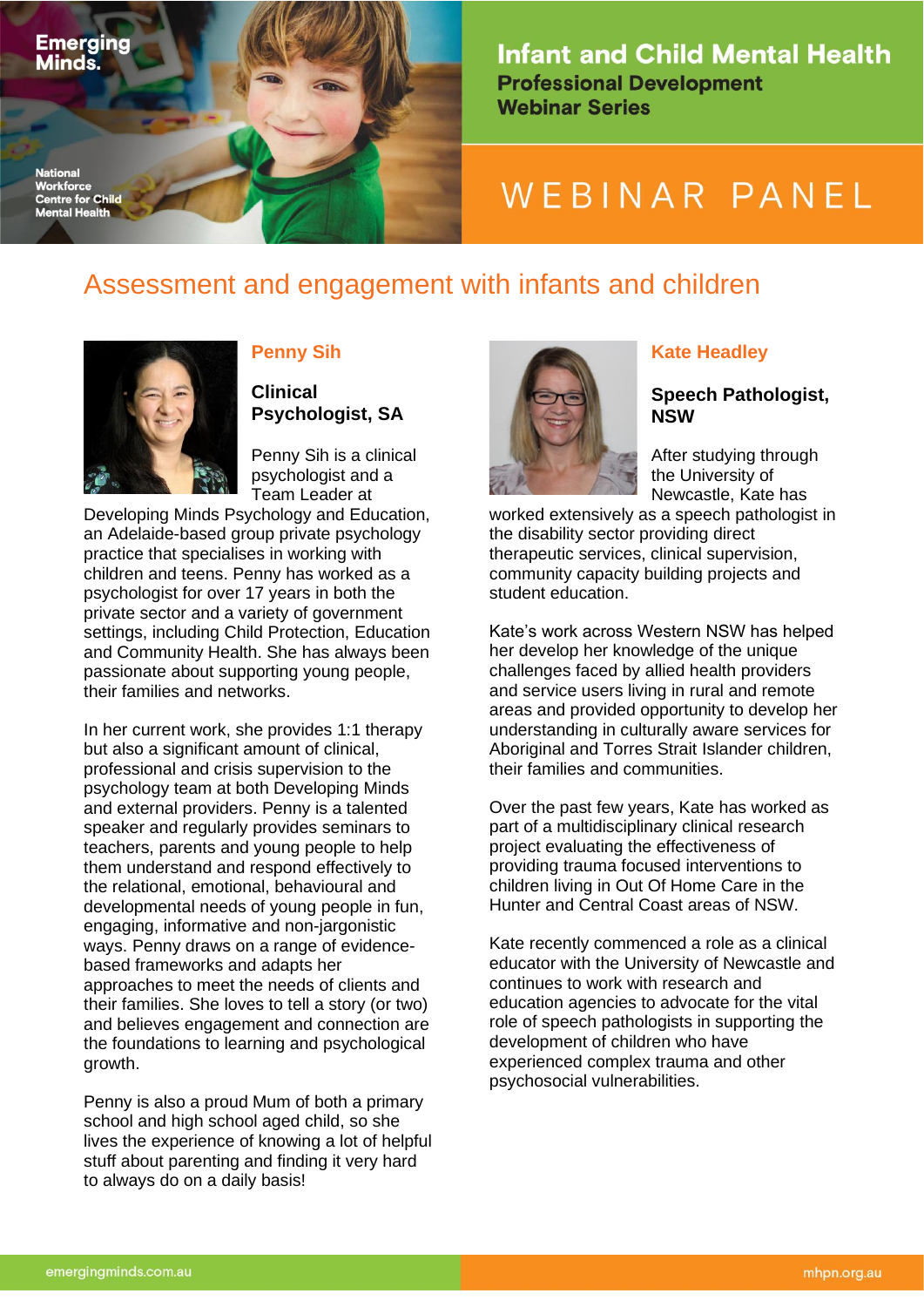Emerging Minds.

National Workforce Centre for Child Mental Health

# Infant and Child Mental Health

**Professional Development Webinar Series**

# WEBINAR PANEL

## Assessment and engagement with infants and children

### Penny Sih

**Clinical Psychologist, SA**

Penny Sih is a clinical psychologist and a Team Leader at Developing Minds Psychology and Education, an Adelaide-based group private psychology practice that specialises in working with children and teens. Penny has worked as a psychologist for over 17 years in both the private sector and a variety of government settings, including Child Protection, Education and Community Health. She has always been passionate about supporting young people, their families and networks.

In her current work, she provides 1:1 therapy but also a significant amount of clinical, professional and crisis supervision to the psychology team at both Developing Minds and external providers. Penny is a talented speaker and regularly provides seminars to teachers, parents and young people to help them understand and respond effectively to the relational, emotional, behavioural and developmental needs of young people in fun, engaging, informative and non-jargonistic ways. Penny draws on a range of evidence-based frameworks and adapts her approaches to meet the needs of clients and their families. She loves to tell a story (or two) and believes engagement and connection are the foundations to learning and psychological growth.

Penny is also a proud Mum of both a primary school and high school aged child, so she lives the experience of knowing a lot of helpful stuff about parenting and finding it very hard to always do on a daily basis!

### Kate Headley

**Speech Pathologist, NSW**

After studying through the University of Newcastle, Kate has worked extensively as a speech pathologist in the disability sector providing direct therapeutic services, clinical supervision, community capacity building projects and student education.

Kate's work across Western NSW has helped her develop her knowledge of the unique challenges faced by allied health providers and service users living in rural and remote areas and provided opportunity to develop her understanding in culturally aware services for Aboriginal and Torres Strait Islander children, their families and communities.

Over the past few years, Kate has worked as part of a multidisciplinary clinical research project evaluating the effectiveness of providing trauma focused interventions to children living in Out Of Home Care in the Hunter and Central Coast areas of NSW.

Kate recently commenced a role as a clinical educator with the University of Newcastle and continues to work with research and education agencies to advocate for the vital role of speech pathologists in supporting the development of children who have experienced complex trauma and other psychosocial vulnerabilities.

emergingminds.com.au mhpn.org.au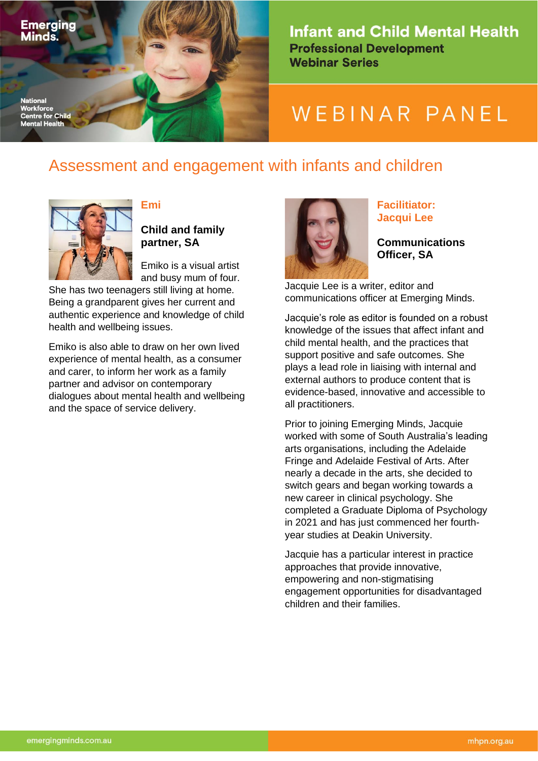Emerging Minds.

National Workforce Centre for Child Mental Health

# Infant and Child Mental Health

**Professional Development Webinar Series**

WEBINAR PANEL

## Assessment and engagement with infants and children

### Emi

**Child and family partner, SA**

Emiko is a visual artist and busy mum of four. She has two teenagers still living at home. Being a grandparent gives her current and authentic experience and knowledge of child health and wellbeing issues.

Emiko is also able to draw on her own lived experience of mental health, as a consumer and carer, to inform her work as a family partner and advisor on contemporary dialogues about mental health and wellbeing and the space of service delivery.

### Facilitiator: Jacqui Lee

**Communications Officer, SA**

Jacquie Lee is a writer, editor and communications officer at Emerging Minds.

Jacquie's role as editor is founded on a robust knowledge of the issues that affect infant and child mental health, and the practices that support positive and safe outcomes. She plays a lead role in liaising with internal and external authors to produce content that is evidence-based, innovative and accessible to all practitioners.

Prior to joining Emerging Minds, Jacquie worked with some of South Australia's leading arts organisations, including the Adelaide Fringe and Adelaide Festival of Arts. After nearly a decade in the arts, she decided to switch gears and began working towards a new career in clinical psychology. She completed a Graduate Diploma of Psychology in 2021 and has just commenced her fourth-year studies at Deakin University.

Jacquie has a particular interest in practice approaches that provide innovative, empowering and non-stigmatising engagement opportunities for disadvantaged children and their families.

emergingminds.com.au

mhpn.org.au